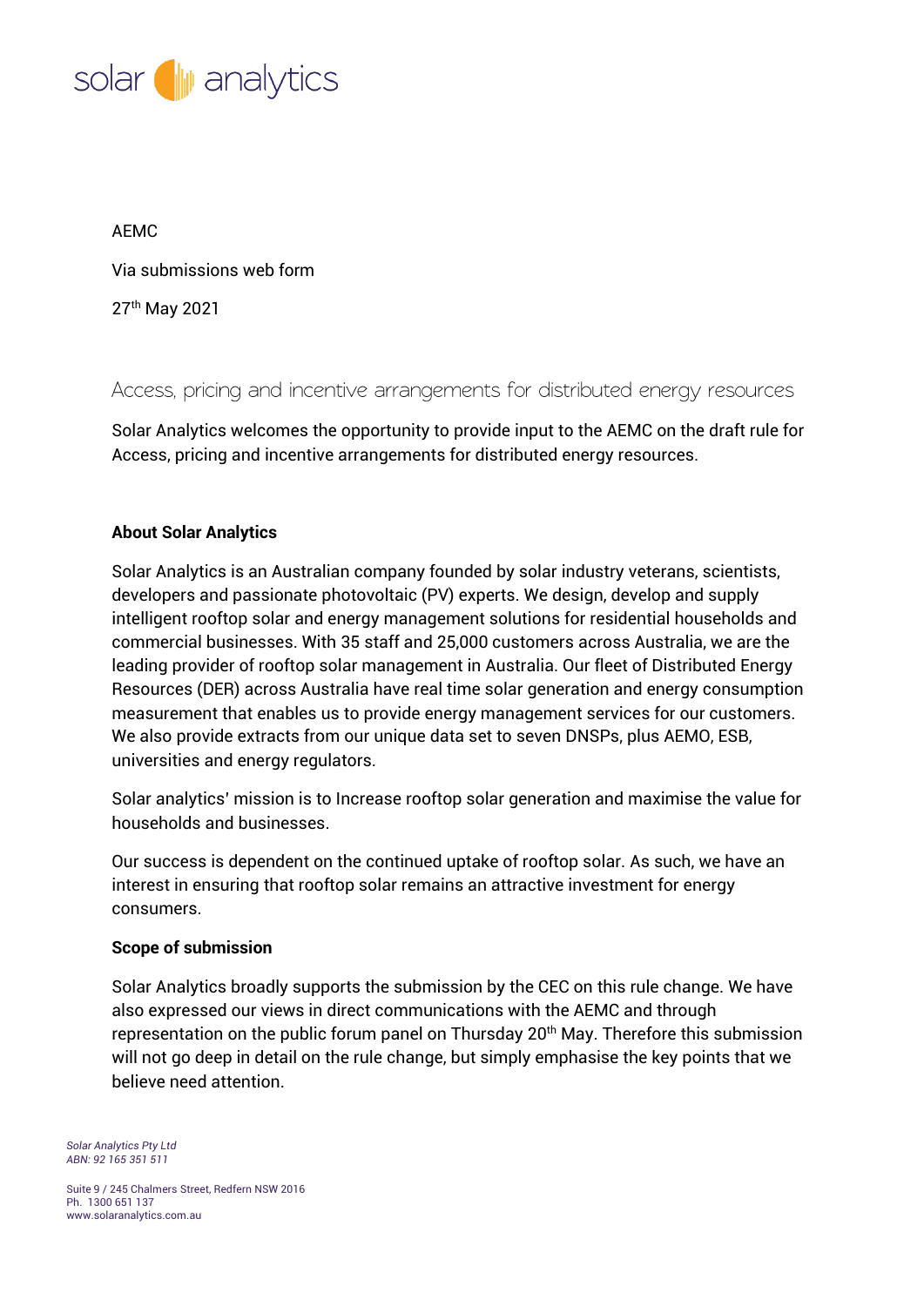solar analytics

AEMC

Via submissions web form

27th May 2021

## Access, pricing and incentive arrangements for distributed energy resources

Solar Analytics welcomes the opportunity to provide input to the AEMC on the draft rule for Access, pricing and incentive arrangements for distributed energy resources.

**About Solar Analytics**

Solar Analytics is an Australian company founded by solar industry veterans, scientists, developers and passionate photovoltaic (PV) experts. We design, develop and supply intelligent rooftop solar and energy management solutions for residential households and commercial businesses. With 35 staff and 25,000 customers across Australia, we are the leading provider of rooftop solar management in Australia. Our fleet of Distributed Energy Resources (DER) across Australia have real time solar generation and energy consumption measurement that enables us to provide energy management services for our customers. We also provide extracts from our unique data set to seven DNSPs, plus AEMO, ESB, universities and energy regulators.

Solar analytics' mission is to Increase rooftop solar generation and maximise the value for households and businesses.

Our success is dependent on the continued uptake of rooftop solar. As such, we have an interest in ensuring that rooftop solar remains an attractive investment for energy consumers.

**Scope of submission**

Solar Analytics broadly supports the submission by the CEC on this rule change. We have also expressed our views in direct communications with the AEMC and through representation on the public forum panel on Thursday 20th May. Therefore this submission will not go deep in detail on the rule change, but simply emphasise the key points that we believe need attention.

*Solar Analytics Pty Ltd*
*ABN: 92 165 351 511*

Suite 9 / 245 Chalmers Street, Redfern NSW 2016
Ph. 1300 651 137
www.solaranalytics.com.au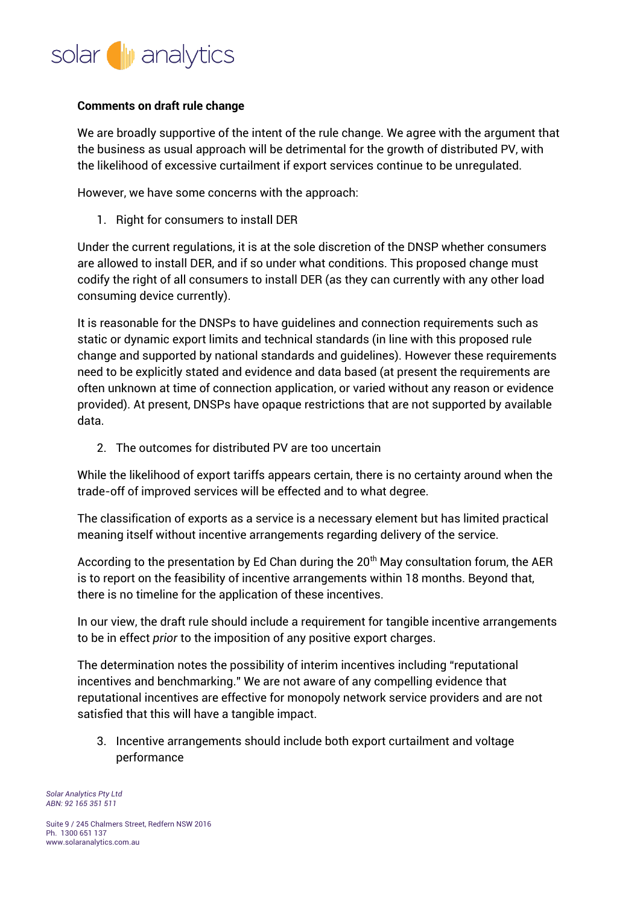**Comments on draft rule change**

We are broadly supportive of the intent of the rule change. We agree with the argument that the business as usual approach will be detrimental for the growth of distributed PV, with the likelihood of excessive curtailment if export services continue to be unregulated.

However, we have some concerns with the approach:

1. Right for consumers to install DER

Under the current regulations, it is at the sole discretion of the DNSP whether consumers are allowed to install DER, and if so under what conditions. This proposed change must codify the right of all consumers to install DER (as they can currently with any other load consuming device currently).

It is reasonable for the DNSPs to have guidelines and connection requirements such as static or dynamic export limits and technical standards (in line with this proposed rule change and supported by national standards and guidelines). However these requirements need to be explicitly stated and evidence and data based (at present the requirements are often unknown at time of connection application, or varied without any reason or evidence provided). At present, DNSPs have opaque restrictions that are not supported by available data.

2. The outcomes for distributed PV are too uncertain

While the likelihood of export tariffs appears certain, there is no certainty around when the trade-off of improved services will be effected and to what degree.

The classification of exports as a service is a necessary element but has limited practical meaning itself without incentive arrangements regarding delivery of the service.

According to the presentation by Ed Chan during the 20th May consultation forum, the AER is to report on the feasibility of incentive arrangements within 18 months. Beyond that, there is no timeline for the application of these incentives.

In our view, the draft rule should include a requirement for tangible incentive arrangements to be in effect *prior* to the imposition of any positive export charges.

The determination notes the possibility of interim incentives including "reputational incentives and benchmarking." We are not aware of any compelling evidence that reputational incentives are effective for monopoly network service providers and are not satisfied that this will have a tangible impact.

3. Incentive arrangements should include both export curtailment and voltage performance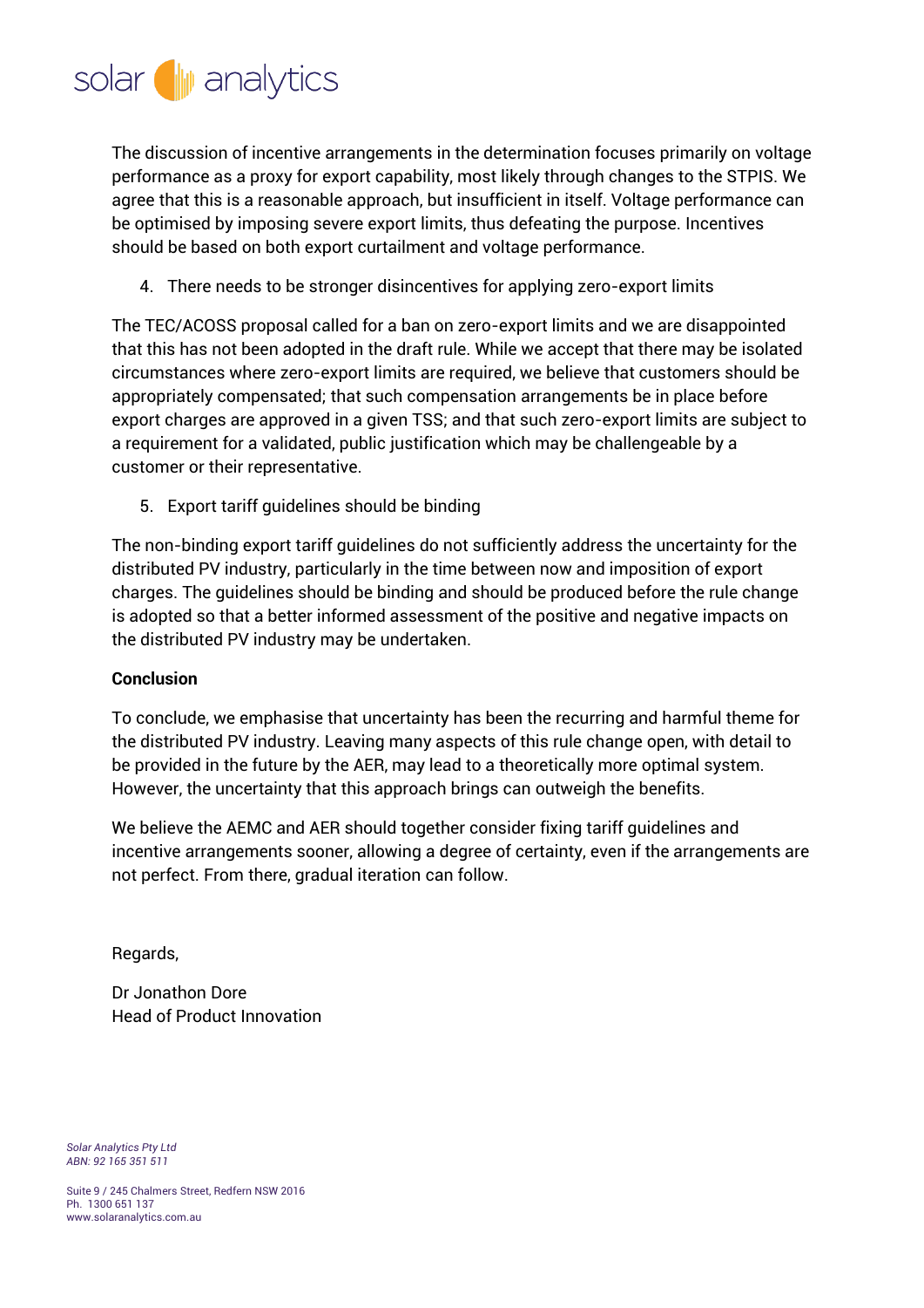The discussion of incentive arrangements in the determination focuses primarily on voltage performance as a proxy for export capability, most likely through changes to the STPIS. We agree that this is a reasonable approach, but insufficient in itself. Voltage performance can be optimised by imposing severe export limits, thus defeating the purpose. Incentives should be based on both export curtailment and voltage performance.

4. There needs to be stronger disincentives for applying zero-export limits

The TEC/ACOSS proposal called for a ban on zero-export limits and we are disappointed that this has not been adopted in the draft rule. While we accept that there may be isolated circumstances where zero-export limits are required, we believe that customers should be appropriately compensated; that such compensation arrangements be in place before export charges are approved in a given TSS; and that such zero-export limits are subject to a requirement for a validated, public justification which may be challengeable by a customer or their representative.

5. Export tariff guidelines should be binding

The non-binding export tariff guidelines do not sufficiently address the uncertainty for the distributed PV industry, particularly in the time between now and imposition of export charges. The guidelines should be binding and should be produced before the rule change is adopted so that a better informed assessment of the positive and negative impacts on the distributed PV industry may be undertaken.

**Conclusion**

To conclude, we emphasise that uncertainty has been the recurring and harmful theme for the distributed PV industry. Leaving many aspects of this rule change open, with detail to be provided in the future by the AER, may lead to a theoretically more optimal system. However, the uncertainty that this approach brings can outweigh the benefits.

We believe the AEMC and AER should together consider fixing tariff guidelines and incentive arrangements sooner, allowing a degree of certainty, even if the arrangements are not perfect. From there, gradual iteration can follow.

Regards,

Dr Jonathon Dore
Head of Product Innovation

*Solar Analytics Pty Ltd*
*ABN: 92 165 351 511*

Suite 9 / 245 Chalmers Street, Redfern NSW 2016
Ph. 1300 651 137
www.solaranalytics.com.au